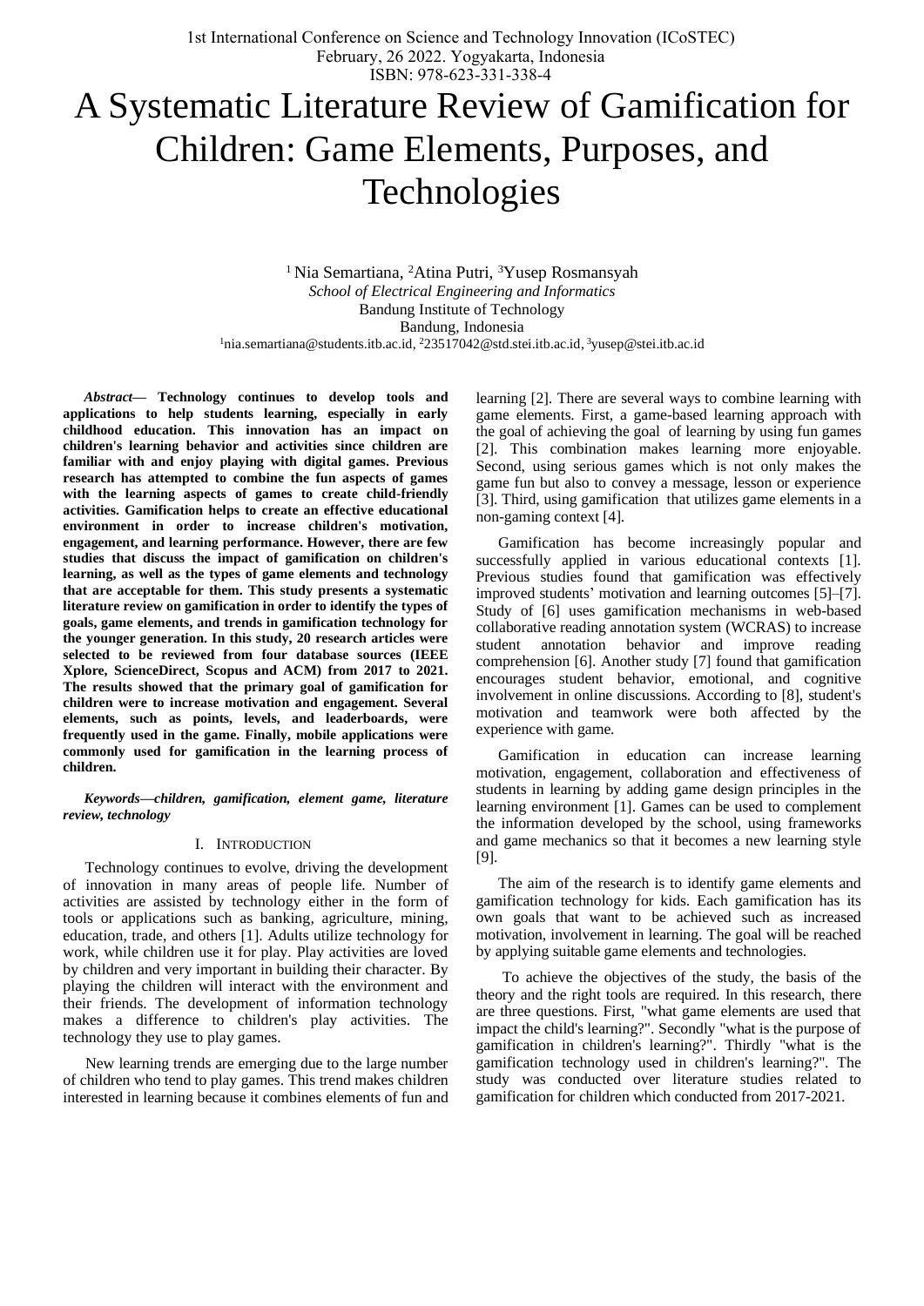# A Systematic Literature Review of Gamification for Children: Game Elements, Purposes, and Technologies

[1] Nia Semartiana, [2]Atina Putri, [3]Yusep Rosmansyah
*School of Electrical Engineering and Informatics*
Bandung Institute of Technology
Bandung, Indonesia
[1]nia.semartiana@students.itb.ac.id, [2]23517042@std.stei.itb.ac.id, [3]yusep@stei.itb.ac.id

***Abstract*— Technology continues to develop tools and applications to help students learning, especially in early childhood education. This innovation has an impact on children's learning behavior and activities since children are familiar with and enjoy playing with digital games. Previous research has attempted to combine the fun aspects of games with the learning aspects of games to create child-friendly activities. Gamification helps to create an effective educational environment in order to increase children's motivation, engagement, and learning performance. However, there are few studies that discuss the impact of gamification on children's learning, as well as the types of game elements and technology that are acceptable for them. This study presents a systematic literature review on gamification in order to identify the types of goals, game elements, and trends in gamification technology for the younger generation. In this study, 20 research articles were selected to be reviewed from four database sources (IEEE Xplore, ScienceDirect, Scopus and ACM) from 2017 to 2021. The results showed that the primary goal of gamification for children were to increase motivation and engagement. Several elements, such as points, levels, and leaderboards, were frequently used in the game. Finally, mobile applications were commonly used for gamification in the learning process of children.**

***Keywords—children, gamification, element game, literature review, technology***

## I. Introduction

Technology continues to evolve, driving the development of innovation in many areas of people life. Number of activities are assisted by technology either in the form of tools or applications such as banking, agriculture, mining, education, trade, and others [1]. Adults utilize technology for work, while children use it for play. Play activities are loved by children and very important in building their character. By playing the children will interact with the environment and their friends. The development of information technology makes a difference to children's play activities. The technology they use to play games.

New learning trends are emerging due to the large number of children who tend to play games. This trend makes children interested in learning because it combines elements of fun and learning [2]. There are several ways to combine learning with game elements. First, a game-based learning approach with the goal of achieving the goal of learning by using fun games [2]. This combination makes learning more enjoyable. Second, using serious games which is not only makes the game fun but also to convey a message, lesson or experience [3]. Third, using gamification that utilizes game elements in a non-gaming context [4].

Gamification has become increasingly popular and successfully applied in various educational contexts [1]. Previous studies found that gamification was effectively improved students' motivation and learning outcomes [5]–[7]. Study of [6] uses gamification mechanisms in web-based collaborative reading annotation system (WCRAS) to increase student annotation behavior and improve reading comprehension [6]. Another study [7] found that gamification encourages student behavior, emotional, and cognitive involvement in online discussions. According to [8], student's motivation and teamwork were both affected by the experience with game.

Gamification in education can increase learning motivation, engagement, collaboration and effectiveness of students in learning by adding game design principles in the learning environment [1]. Games can be used to complement the information developed by the school, using frameworks and game mechanics so that it becomes a new learning style [9].

The aim of the research is to identify game elements and gamification technology for kids. Each gamification has its own goals that want to be achieved such as increased motivation, involvement in learning. The goal will be reached by applying suitable game elements and technologies.

To achieve the objectives of the study, the basis of the theory and the right tools are required. In this research, there are three questions. First, "what game elements are used that impact the child's learning?". Secondly "what is the purpose of gamification in children's learning?". Thirdly "what is the gamification technology used in children's learning?". The study was conducted over literature studies related to gamification for children which conducted from 2017-2021.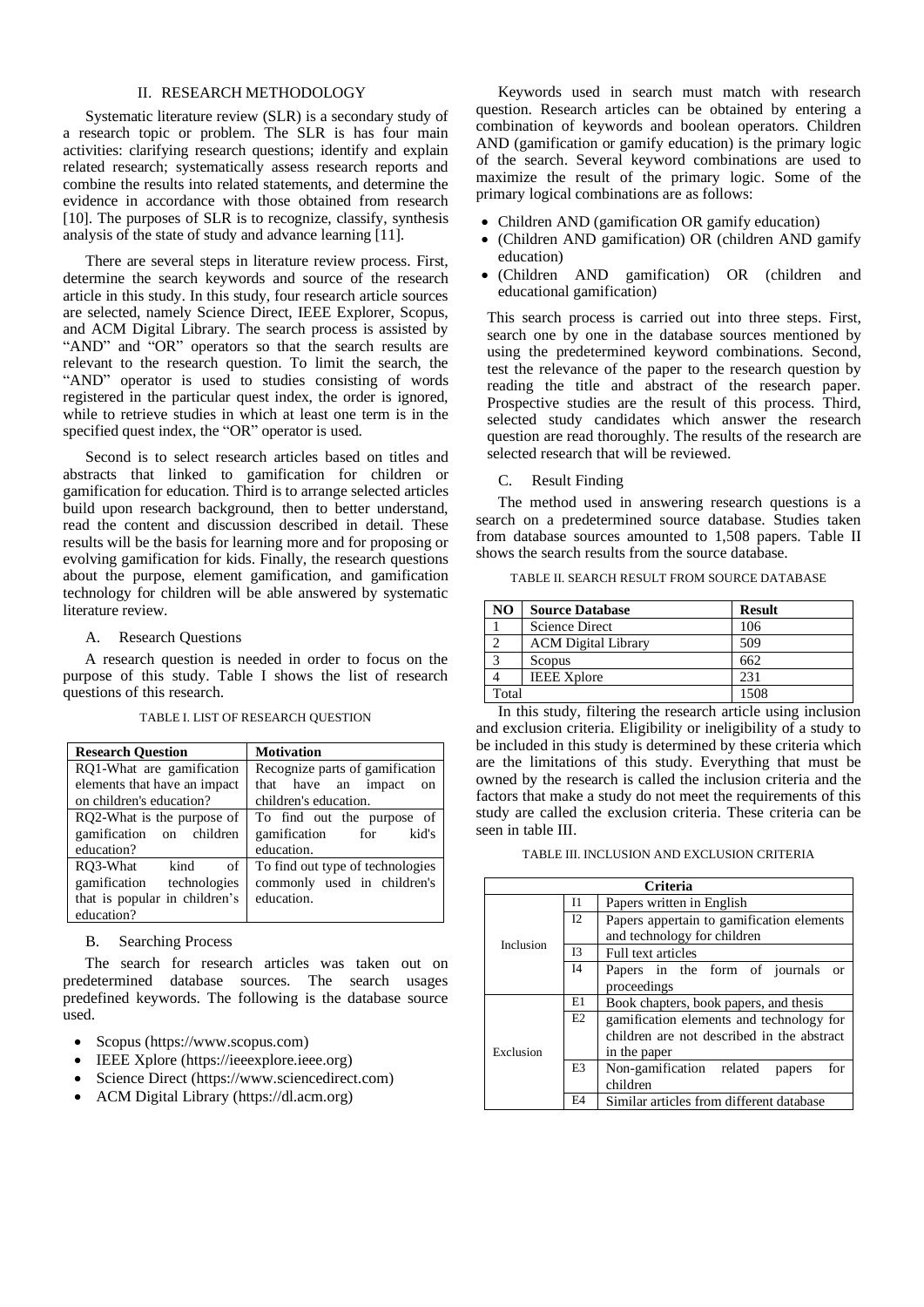## II. RESEARCH METHODOLOGY

Systematic literature review (SLR) is a secondary study of a research topic or problem. The SLR is has four main activities: clarifying research questions; identify and explain related research; systematically assess research reports and combine the results into related statements, and determine the evidence in accordance with those obtained from research [10]. The purposes of SLR is to recognize, classify, synthesis analysis of the state of study and advance learning [11].

There are several steps in literature review process. First, determine the search keywords and source of the research article in this study. In this study, four research article sources are selected, namely Science Direct, IEEE Explorer, Scopus, and ACM Digital Library. The search process is assisted by "AND" and "OR" operators so that the search results are relevant to the research question. To limit the search, the "AND" operator is used to studies consisting of words registered in the particular quest index, the order is ignored, while to retrieve studies in which at least one term is in the specified quest index, the "OR" operator is used.

Second is to select research articles based on titles and abstracts that linked to gamification for children or gamification for education. Third is to arrange selected articles build upon research background, then to better understand, read the content and discussion described in detail. These results will be the basis for learning more and for proposing or evolving gamification for kids. Finally, the research questions about the purpose, element gamification, and gamification technology for children will be able answered by systematic literature review.

### A. Research Questions

A research question is needed in order to focus on the purpose of this study. Table I shows the list of research questions of this research.

TABLE I. LIST OF RESEARCH QUESTION

| Research Question | Motivation |
|---|---|
| RQ1-What are gamification elements that have an impact on children's education? | Recognize parts of gamification that have an impact on children's education. |
| RQ2-What is the purpose of gamification on children education? | To find out the purpose of gamification for kid's education. |
| RQ3-What kind of gamification technologies that is popular in children's education? | To find out type of technologies commonly used in children's education. |

### B. Searching Process

The search for research articles was taken out on predetermined database sources. The search usages predefined keywords. The following is the database source used.

- Scopus (https://www.scopus.com)
- IEEE Xplore (https://ieeexplore.ieee.org)
- Science Direct (https://www.sciencedirect.com)
- ACM Digital Library (https://dl.acm.org)

Keywords used in search must match with research question. Research articles can be obtained by entering a combination of keywords and boolean operators. Children AND (gamification or gamify education) is the primary logic of the search. Several keyword combinations are used to maximize the result of the primary logic. Some of the primary logical combinations are as follows:

- Children AND (gamification OR gamify education)
- (Children AND gamification) OR (children AND gamify education)
- (Children AND gamification) OR (children and educational gamification)

This search process is carried out into three steps. First, search one by one in the database sources mentioned by using the predetermined keyword combinations. Second, test the relevance of the paper to the research question by reading the title and abstract of the research paper. Prospective studies are the result of this process. Third, selected study candidates which answer the research question are read thoroughly. The results of the research are selected research that will be reviewed.

### C. Result Finding

The method used in answering research questions is a search on a predetermined source database. Studies taken from database sources amounted to 1,508 papers. Table II shows the search results from the source database.

TABLE II. SEARCH RESULT FROM SOURCE DATABASE

| NO | Source Database | Result |
|---|---|---|
| 1 | Science Direct | 106 |
| 2 | ACM Digital Library | 509 |
| 3 | Scopus | 662 |
| 4 | IEEE Xplore | 231 |
| Total | | 1508 |

In this study, filtering the research article using inclusion and exclusion criteria. Eligibility or ineligibility of a study to be included in this study is determined by these criteria which are the limitations of this study. Everything that must be owned by the research is called the inclusion criteria and the factors that make a study do not meet the requirements of this study are called the exclusion criteria. These criteria can be seen in table III.

TABLE III. INCLUSION AND EXCLUSION CRITERIA

| Criteria | | |
|---|---|---|
| Inclusion | I1 | Papers written in English |
| | I2 | Papers appertain to gamification elements and technology for children |
| | I3 | Full text articles |
| | I4 | Papers in the form of journals or proceedings |
| Exclusion | E1 | Book chapters, book papers, and thesis |
| | E2 | gamification elements and technology for children are not described in the abstract in the paper |
| | E3 | Non-gamification related papers for children |
| | E4 | Similar articles from different database |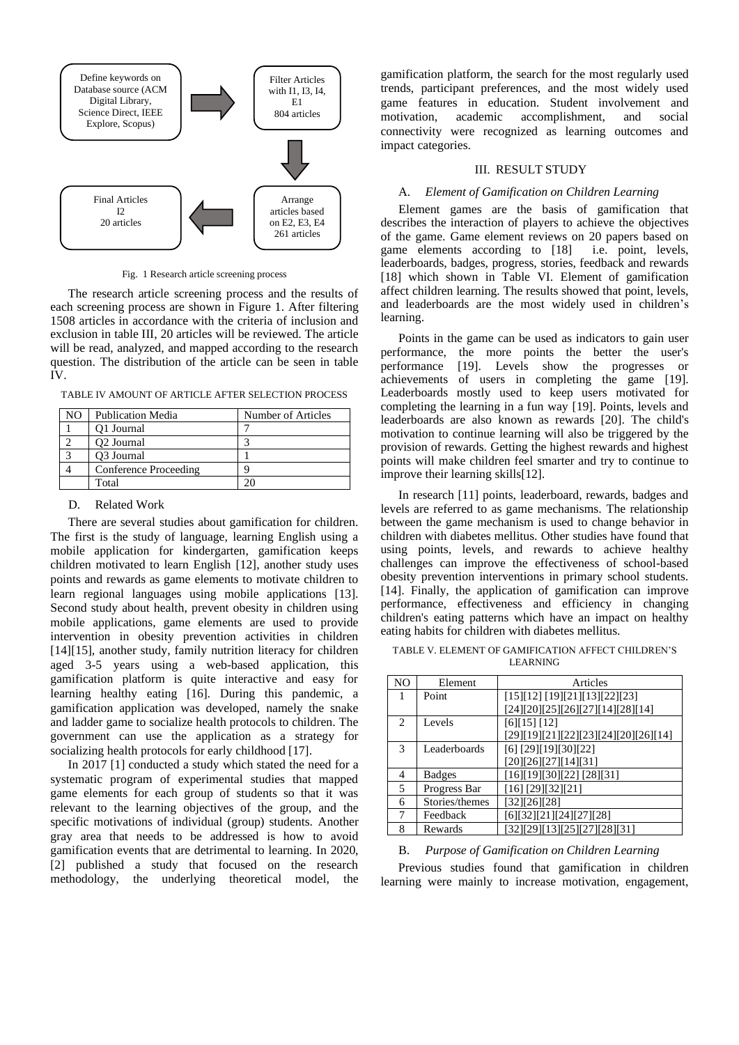Define keywords on Database source (ACM Digital Library, Science Direct, IEEE Explore, Scopus) → Filter Articles with I1, I3, I4, E1 804 articles → Arrange articles based on E2, E3, E4 261 articles → Final Articles I2 20 articles

Fig. 1 Research article screening process

The research article screening process and the results of each screening process are shown in Figure 1. After filtering 1508 articles in accordance with the criteria of inclusion and exclusion in table III, 20 articles will be reviewed. The article will be read, analyzed, and mapped according to the research question. The distribution of the article can be seen in table IV.

TABLE IV AMOUNT OF ARTICLE AFTER SELECTION PROCESS

| NO | Publication Media | Number of Articles |
|---|---|---|
| 1 | Q1 Journal | 7 |
| 2 | Q2 Journal | 3 |
| 3 | Q3 Journal | 1 |
| 4 | Conference Proceeding | 9 |
| | Total | 20 |

### D. Related Work

There are several studies about gamification for children. The first is the study of language, learning English using a mobile application for kindergarten, gamification keeps children motivated to learn English [12], another study uses points and rewards as game elements to motivate children to learn regional languages using mobile applications [13]. Second study about health, prevent obesity in children using mobile applications, game elements are used to provide intervention in obesity prevention activities in children [14][15], another study, family nutrition literacy for children aged 3-5 years using a web-based application, this gamification platform is quite interactive and easy for learning healthy eating [16]. During this pandemic, a gamification application was developed, namely the snake and ladder game to socialize health protocols to children. The government can use the application as a strategy for socializing health protocols for early childhood [17].

In 2017 [1] conducted a study which stated the need for a systematic program of experimental studies that mapped game elements for each group of students so that it was relevant to the learning objectives of the group, and the specific motivations of individual (group) students. Another gray area that needs to be addressed is how to avoid gamification events that are detrimental to learning. In 2020, [2] published a study that focused on the research methodology, the underlying theoretical model, the gamification platform, the search for the most regularly used trends, participant preferences, and the most widely used game features in education. Student involvement and motivation, academic accomplishment, and social connectivity were recognized as learning outcomes and impact categories.

## III. RESULT STUDY

### A. *Element of Gamification on Children Learning*

Element games are the basis of gamification that describes the interaction of players to achieve the objectives of the game. Game element reviews on 20 papers based on game elements according to [18] i.e. point, levels, leaderboards, badges, progress, stories, feedback and rewards [18] which shown in Table VI. Element of gamification affect children learning. The results showed that point, levels, and leaderboards are the most widely used in children's learning.

Points in the game can be used as indicators to gain user performance, the more points the better the user's performance [19]. Levels show the progresses or achievements of users in completing the game [19]. Leaderboards mostly used to keep users motivated for completing the learning in a fun way [19]. Points, levels and leaderboards are also known as rewards [20]. The child's motivation to continue learning will also be triggered by the provision of rewards. Getting the highest rewards and highest points will make children feel smarter and try to continue to improve their learning skills[12].

In research [11] points, leaderboard, rewards, badges and levels are referred to as game mechanisms. The relationship between the game mechanism is used to change behavior in children with diabetes mellitus. Other studies have found that using points, levels, and rewards to achieve healthy challenges can improve the effectiveness of school-based obesity prevention interventions in primary school students. [14]. Finally, the application of gamification can improve performance, effectiveness and efficiency in changing children's eating patterns which have an impact on healthy eating habits for children with diabetes mellitus.

TABLE V. ELEMENT OF GAMIFICATION AFFECT CHILDREN'S LEARNING

| NO | Element | Articles |
|---|---|---|
| 1 | Point | [15][12] [19][21][13][22][23] [24][20][25][26][27][14][28][14] |
| 2 | Levels | [6][15] [12] [29][19][21][22][23][24][20][26][14] |
| 3 | Leaderboards | [6] [29][19][30][22] [20][26][27][14][31] |
| 4 | Badges | [16][19][30][22] [28][31] |
| 5 | Progress Bar | [16] [29][32][21] |
| 6 | Stories/themes | [32][26][28] |
| 7 | Feedback | [6][32][21][24][27][28] |
| 8 | Rewards | [32][29][13][25][27][28][31] |

### B. *Purpose of Gamification on Children Learning*

Previous studies found that gamification in children learning were mainly to increase motivation, engagement,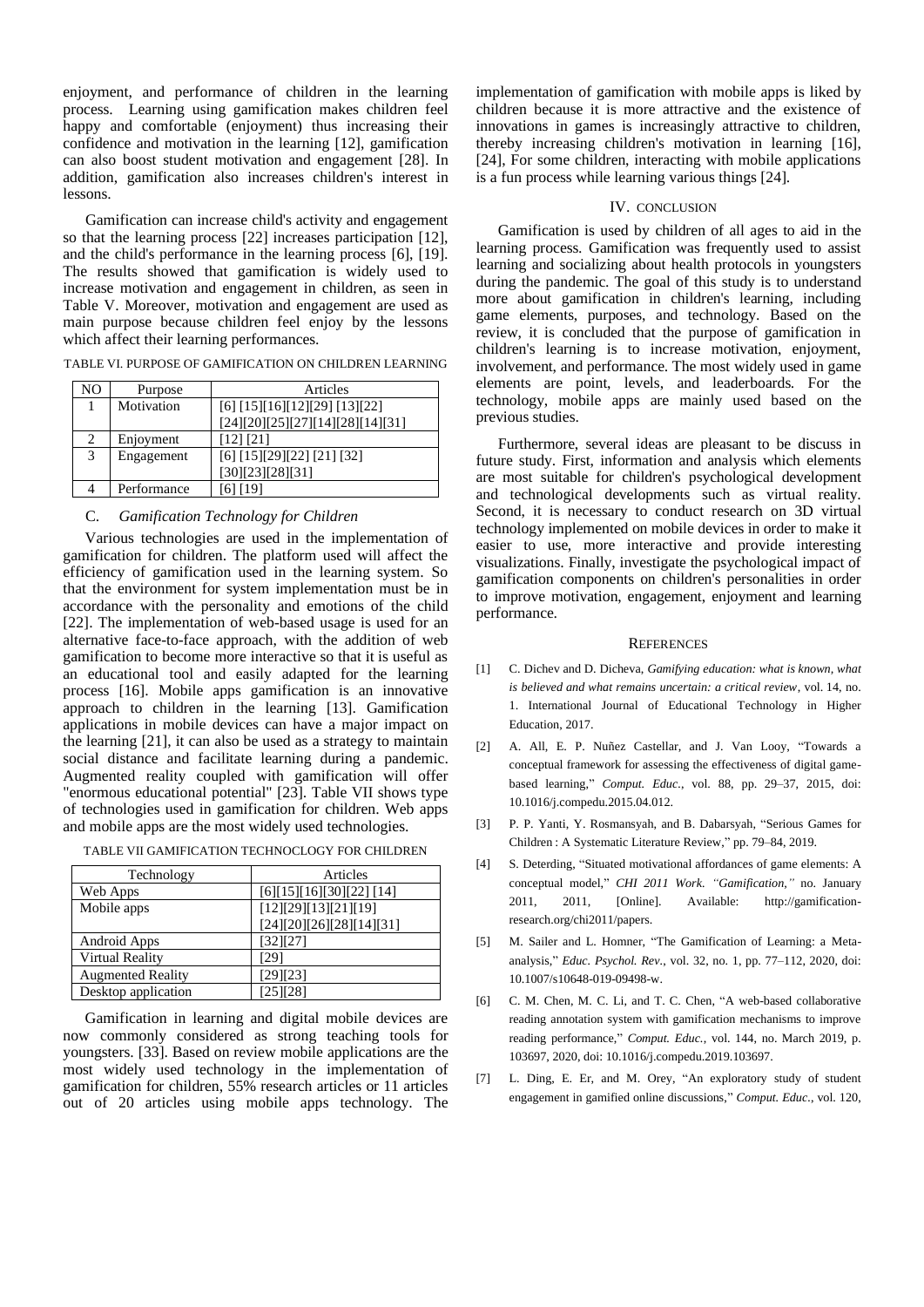enjoyment, and performance of children in the learning process. Learning using gamification makes children feel happy and comfortable (enjoyment) thus increasing their confidence and motivation in the learning [12], gamification can also boost student motivation and engagement [28]. In addition, gamification also increases children's interest in lessons.

Gamification can increase child's activity and engagement so that the learning process [22] increases participation [12], and the child's performance in the learning process [6], [19]. The results showed that gamification is widely used to increase motivation and engagement in children, as seen in Table V. Moreover, motivation and engagement are used as main purpose because children feel enjoy by the lessons which affect their learning performances.

TABLE VI. PURPOSE OF GAMIFICATION ON CHILDREN LEARNING

| NO | Purpose | Articles |
|---|---|---|
| 1 | Motivation | [6] [15][16][12][29] [13][22] [24][20][25][27][14][28][14][31] |
| 2 | Enjoyment | [12] [21] |
| 3 | Engagement | [6] [15][29][22] [21] [32] [30][23][28][31] |
| 4 | Performance | [6] [19] |

### C. *Gamification Technology for Children*

Various technologies are used in the implementation of gamification for children. The platform used will affect the efficiency of gamification used in the learning system. So that the environment for system implementation must be in accordance with the personality and emotions of the child [22]. The implementation of web-based usage is used for an alternative face-to-face approach, with the addition of web gamification to become more interactive so that it is useful as an educational tool and easily adapted for the learning process [16]. Mobile apps gamification is an innovative approach to children in the learning [13]. Gamification applications in mobile devices can have a major impact on the learning [21], it can also be used as a strategy to maintain social distance and facilitate learning during a pandemic. Augmented reality coupled with gamification will offer "enormous educational potential" [23]. Table VII shows type of technologies used in gamification for children. Web apps and mobile apps are the most widely used technologies.

TABLE VII GAMIFICATION TECHNOCLOGY FOR CHILDREN

| Technology | Articles |
|---|---|
| Web Apps | [6][15][16][30][22] [14] |
| Mobile apps | [12][29][13][21][19] [24][20][26][28][14][31] |
| Android Apps | [32][27] |
| Virtual Reality | [29] |
| Augmented Reality | [29][23] |
| Desktop application | [25][28] |

Gamification in learning and digital mobile devices are now commonly considered as strong teaching tools for youngsters. [33]. Based on review mobile applications are the most widely used technology in the implementation of gamification for children, 55% research articles or 11 articles out of 20 articles using mobile apps technology. The implementation of gamification with mobile apps is liked by children because it is more attractive and the existence of innovations in games is increasingly attractive to children, thereby increasing children's motivation in learning [16], [24], For some children, interacting with mobile applications is a fun process while learning various things [24].

## IV. CONCLUSION

Gamification is used by children of all ages to aid in the learning process. Gamification was frequently used to assist learning and socializing about health protocols in youngsters during the pandemic. The goal of this study is to understand more about gamification in children's learning, including game elements, purposes, and technology. Based on the review, it is concluded that the purpose of gamification in children's learning is to increase motivation, enjoyment, involvement, and performance. The most widely used in game elements are point, levels, and leaderboards. For the technology, mobile apps are mainly used based on the previous studies.

Furthermore, several ideas are pleasant to be discuss in future study. First, information and analysis which elements are most suitable for children's psychological development and technological developments such as virtual reality. Second, it is necessary to conduct research on 3D virtual technology implemented on mobile devices in order to make it easier to use, more interactive and provide interesting visualizations. Finally, investigate the psychological impact of gamification components on children's personalities in order to improve motivation, engagement, enjoyment and learning performance.

## REFERENCES

[1] C. Dichev and D. Dicheva, *Gamifying education: what is known, what is believed and what remains uncertain: a critical review*, vol. 14, no. 1. International Journal of Educational Technology in Higher Education, 2017.

[2] A. All, E. P. Nuñez Castellar, and J. Van Looy, "Towards a conceptual framework for assessing the effectiveness of digital game-based learning," *Comput. Educ.*, vol. 88, pp. 29–37, 2015, doi: 10.1016/j.compedu.2015.04.012.

[3] P. P. Yanti, Y. Rosmansyah, and B. Dabarsyah, "Serious Games for Children : A Systematic Literature Review," pp. 79–84, 2019.

[4] S. Deterding, "Situated motivational affordances of game elements: A conceptual model," *CHI 2011 Work. "Gamification,"* no. January 2011, 2011, [Online]. Available: http://gamification-research.org/chi2011/papers.

[5] M. Sailer and L. Homner, "The Gamification of Learning: a Meta-analysis," *Educ. Psychol. Rev.*, vol. 32, no. 1, pp. 77–112, 2020, doi: 10.1007/s10648-019-09498-w.

[6] C. M. Chen, M. C. Li, and T. C. Chen, "A web-based collaborative reading annotation system with gamification mechanisms to improve reading performance," *Comput. Educ.*, vol. 144, no. March 2019, p. 103697, 2020, doi: 10.1016/j.compedu.2019.103697.

[7] L. Ding, E. Er, and M. Orey, "An exploratory study of student engagement in gamified online discussions," *Comput. Educ.*, vol. 120,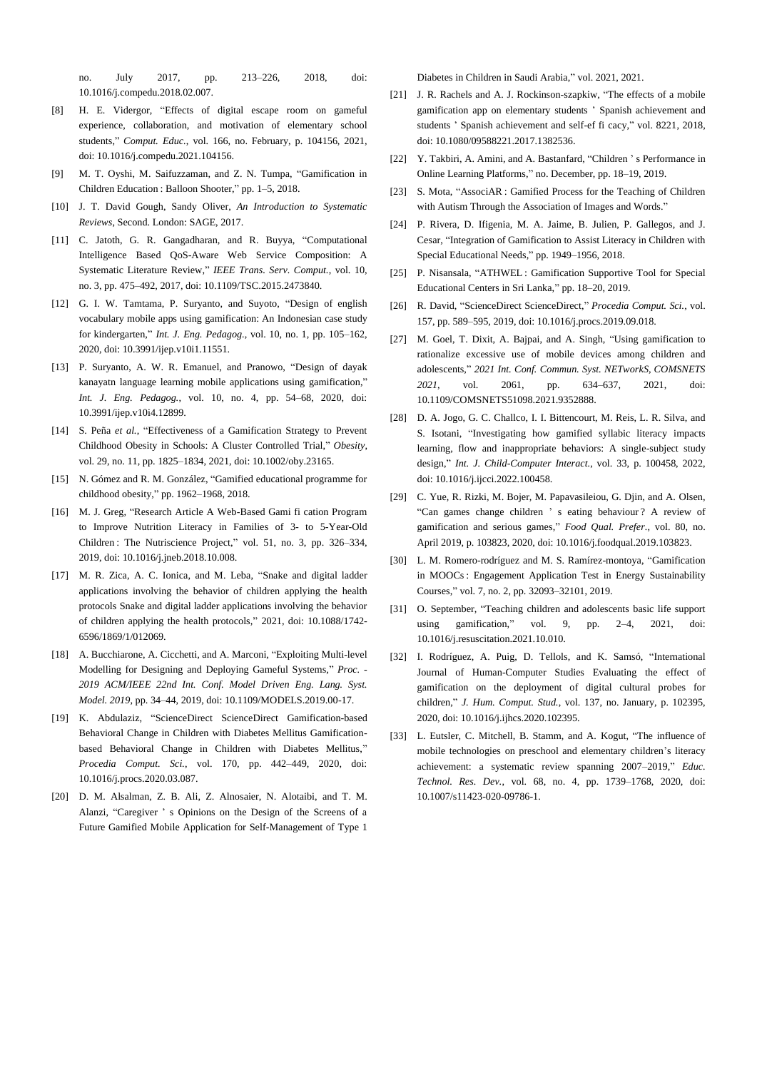no. July 2017, pp. 213–226, 2018, doi: 10.1016/j.compedu.2018.02.007.

[8] H. E. Vidergor, "Effects of digital escape room on gameful experience, collaboration, and motivation of elementary school students," *Comput. Educ.*, vol. 166, no. February, p. 104156, 2021, doi: 10.1016/j.compedu.2021.104156.

[9] M. T. Oyshi, M. Saifuzzaman, and Z. N. Tumpa, "Gamification in Children Education : Balloon Shooter," pp. 1–5, 2018.

[10] J. T. David Gough, Sandy Oliver, *An Introduction to Systematic Reviews*, Second. London: SAGE, 2017.

[11] C. Jatoth, G. R. Gangadharan, and R. Buyya, "Computational Intelligence Based QoS-Aware Web Service Composition: A Systematic Literature Review," *IEEE Trans. Serv. Comput.*, vol. 10, no. 3, pp. 475–492, 2017, doi: 10.1109/TSC.2015.2473840.

[12] G. I. W. Tamtama, P. Suryanto, and Suyoto, "Design of english vocabulary mobile apps using gamification: An Indonesian case study for kindergarten," *Int. J. Eng. Pedagog.*, vol. 10, no. 1, pp. 105–162, 2020, doi: 10.3991/ijep.v10i1.11551.

[13] P. Suryanto, A. W. R. Emanuel, and Pranowo, "Design of dayak kanayatn language learning mobile applications using gamification," *Int. J. Eng. Pedagog.*, vol. 10, no. 4, pp. 54–68, 2020, doi: 10.3991/ijep.v10i4.12899.

[14] S. Peña *et al.*, "Effectiveness of a Gamification Strategy to Prevent Childhood Obesity in Schools: A Cluster Controlled Trial," *Obesity*, vol. 29, no. 11, pp. 1825–1834, 2021, doi: 10.1002/oby.23165.

[15] N. Gómez and R. M. González, "Gamified educational programme for childhood obesity," pp. 1962–1968, 2018.

[16] M. J. Greg, "Research Article A Web-Based Gami fi cation Program to Improve Nutrition Literacy in Families of 3- to 5-Year-Old Children : The Nutriscience Project," vol. 51, no. 3, pp. 326–334, 2019, doi: 10.1016/j.jneb.2018.10.008.

[17] M. R. Zica, A. C. Ionica, and M. Leba, "Snake and digital ladder applications involving the behavior of children applying the health protocols Snake and digital ladder applications involving the behavior of children applying the health protocols," 2021, doi: 10.1088/1742-6596/1869/1/012069.

[18] A. Bucchiarone, A. Cicchetti, and A. Marconi, "Exploiting Multi-level Modelling for Designing and Deploying Gameful Systems," *Proc. - 2019 ACM/IEEE 22nd Int. Conf. Model Driven Eng. Lang. Syst. Model. 2019*, pp. 34–44, 2019, doi: 10.1109/MODELS.2019.00-17.

[19] K. Abdulaziz, "ScienceDirect ScienceDirect Gamification-based Behavioral Change in Children with Diabetes Mellitus Gamification-based Behavioral Change in Children with Diabetes Mellitus," *Procedia Comput. Sci.*, vol. 170, pp. 442–449, 2020, doi: 10.1016/j.procs.2020.03.087.

[20] D. M. Alsalman, Z. B. Ali, Z. Alnosaier, N. Alotaibi, and T. M. Alanzi, "Caregiver ' s Opinions on the Design of the Screens of a Future Gamified Mobile Application for Self-Management of Type 1 Diabetes in Children in Saudi Arabia," vol. 2021, 2021.

[21] J. R. Rachels and A. J. Rockinson-szapkiw, "The effects of a mobile gamification app on elementary students ' Spanish achievement and students ' Spanish achievement and self-ef fi cacy," vol. 8221, 2018, doi: 10.1080/09588221.2017.1382536.

[22] Y. Takbiri, A. Amini, and A. Bastanfard, "Children ' s Performance in Online Learning Platforms," no. December, pp. 18–19, 2019.

[23] S. Mota, "AssociAR : Gamified Process for the Teaching of Children with Autism Through the Association of Images and Words."

[24] P. Rivera, D. Ifigenia, M. A. Jaime, B. Julien, P. Gallegos, and J. Cesar, "Integration of Gamification to Assist Literacy in Children with Special Educational Needs," pp. 1949–1956, 2018.

[25] P. Nisansala, "ATHWEL : Gamification Supportive Tool for Special Educational Centers in Sri Lanka," pp. 18–20, 2019.

[26] R. David, "ScienceDirect ScienceDirect," *Procedia Comput. Sci.*, vol. 157, pp. 589–595, 2019, doi: 10.1016/j.procs.2019.09.018.

[27] M. Goel, T. Dixit, A. Bajpai, and A. Singh, "Using gamification to rationalize excessive use of mobile devices among children and adolescents," *2021 Int. Conf. Commun. Syst. NETworkS, COMSNETS 2021*, vol. 2061, pp. 634–637, 2021, doi: 10.1109/COMSNETS51098.2021.9352888.

[28] D. A. Jogo, G. C. Challco, I. I. Bittencourt, M. Reis, L. R. Silva, and S. Isotani, "Investigating how gamified syllabic literacy impacts learning, flow and inappropriate behaviors: A single-subject study design," *Int. J. Child-Computer Interact.*, vol. 33, p. 100458, 2022, doi: 10.1016/j.ijcci.2022.100458.

[29] C. Yue, R. Rizki, M. Bojer, M. Papavasileiou, G. Djin, and A. Olsen, "Can games change children ' s eating behaviour ? A review of gamification and serious games," *Food Qual. Prefer.*, vol. 80, no. April 2019, p. 103823, 2020, doi: 10.1016/j.foodqual.2019.103823.

[30] L. M. Romero-rodríguez and M. S. Ramírez-montoya, "Gamification in MOOCs : Engagement Application Test in Energy Sustainability Courses," vol. 7, no. 2, pp. 32093–32101, 2019.

[31] O. September, "Teaching children and adolescents basic life support using gamification," vol. 9, pp. 2–4, 2021, doi: 10.1016/j.resuscitation.2021.10.010.

[32] I. Rodríguez, A. Puig, D. Tellols, and K. Samsó, "International Journal of Human-Computer Studies Evaluating the effect of gamification on the deployment of digital cultural probes for children," *J. Hum. Comput. Stud.*, vol. 137, no. January, p. 102395, 2020, doi: 10.1016/j.ijhcs.2020.102395.

[33] L. Eutsler, C. Mitchell, B. Stamm, and A. Kogut, "The influence of mobile technologies on preschool and elementary children's literacy achievement: a systematic review spanning 2007–2019," *Educ. Technol. Res. Dev.*, vol. 68, no. 4, pp. 1739–1768, 2020, doi: 10.1007/s11423-020-09786-1.